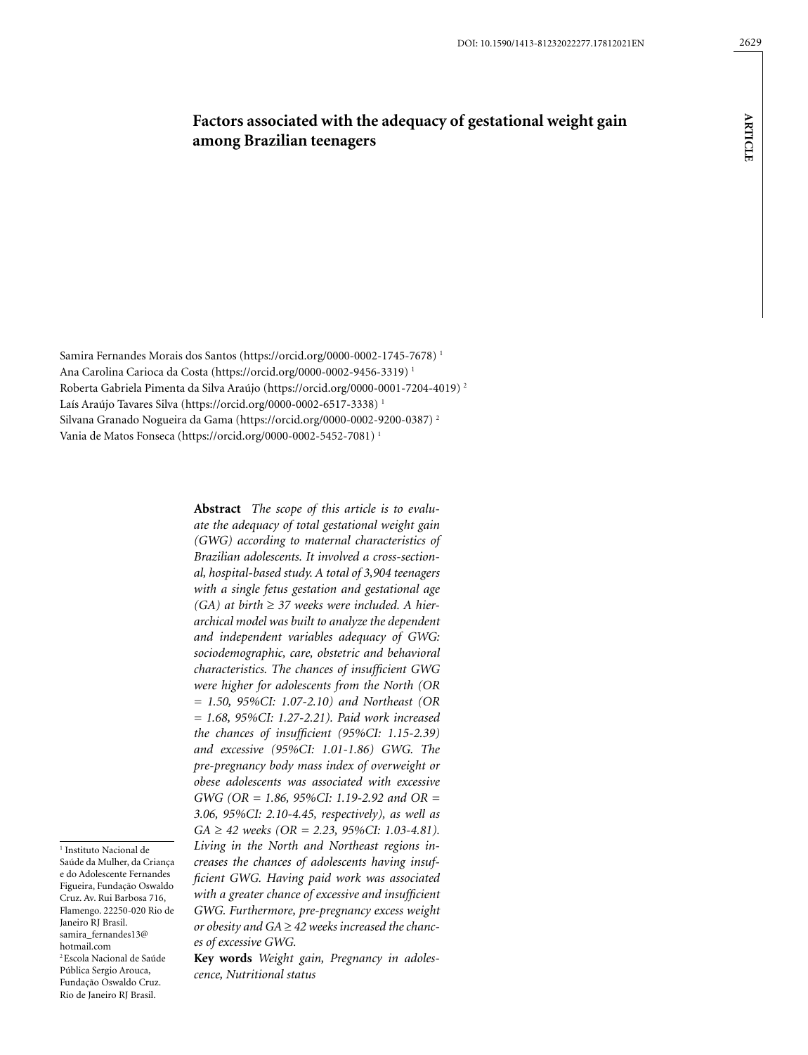# Factors associated with the adequacy of gestational weight gain among Brazilian teenagers

Samira Fernandes Morais dos Santos (https://orcid.org/0000-0002-1745-7678) [1]
Ana Carolina Carioca da Costa (https://orcid.org/0000-0002-9456-3319) [1]
Roberta Gabriela Pimenta da Silva Araújo (https://orcid.org/0000-0001-7204-4019) [2]
Laís Araújo Tavares Silva (https://orcid.org/0000-0002-6517-3338) [1]
Silvana Granado Nogueira da Gama (https://orcid.org/0000-0002-9200-0387) [2]
Vania de Matos Fonseca (https://orcid.org/0000-0002-5452-7081) [1]

**Abstract** *The scope of this article is to evaluate the adequacy of total gestational weight gain (GWG) according to maternal characteristics of Brazilian adolescents. It involved a cross-sectional, hospital-based study. A total of 3,904 teenagers with a single fetus gestation and gestational age (GA) at birth ≥ 37 weeks were included. A hierarchical model was built to analyze the dependent and independent variables adequacy of GWG: sociodemographic, care, obstetric and behavioral characteristics. The chances of insufficient GWG were higher for adolescents from the North (OR = 1.50, 95%CI: 1.07-2.10) and Northeast (OR = 1.68, 95%CI: 1.27-2.21). Paid work increased the chances of insufficient (95%CI: 1.15-2.39) and excessive (95%CI: 1.01-1.86) GWG. The pre-pregnancy body mass index of overweight or obese adolescents was associated with excessive GWG (OR = 1.86, 95%CI: 1.19-2.92 and OR = 3.06, 95%CI: 2.10-4.45, respectively), as well as GA ≥ 42 weeks (OR = 2.23, 95%CI: 1.03-4.81). Living in the North and Northeast regions increases the chances of adolescents having insufficient GWG. Having paid work was associated with a greater chance of excessive and insufficient GWG. Furthermore, pre-pregnancy excess weight or obesity and GA ≥ 42 weeks increased the chances of excessive GWG.*

**Key words** *Weight gain, Pregnancy in adolescence, Nutritional status*

[1] Instituto Nacional de Saúde da Mulher, da Criança e do Adolescente Fernandes Figueira, Fundação Oswaldo Cruz. Av. Rui Barbosa 716, Flamengo. 22250-020 Rio de Janeiro RJ Brasil. samira_fernandes13@hotmail.com

[2] Escola Nacional de Saúde Pública Sergio Arouca, Fundação Oswaldo Cruz. Rio de Janeiro RJ Brasil.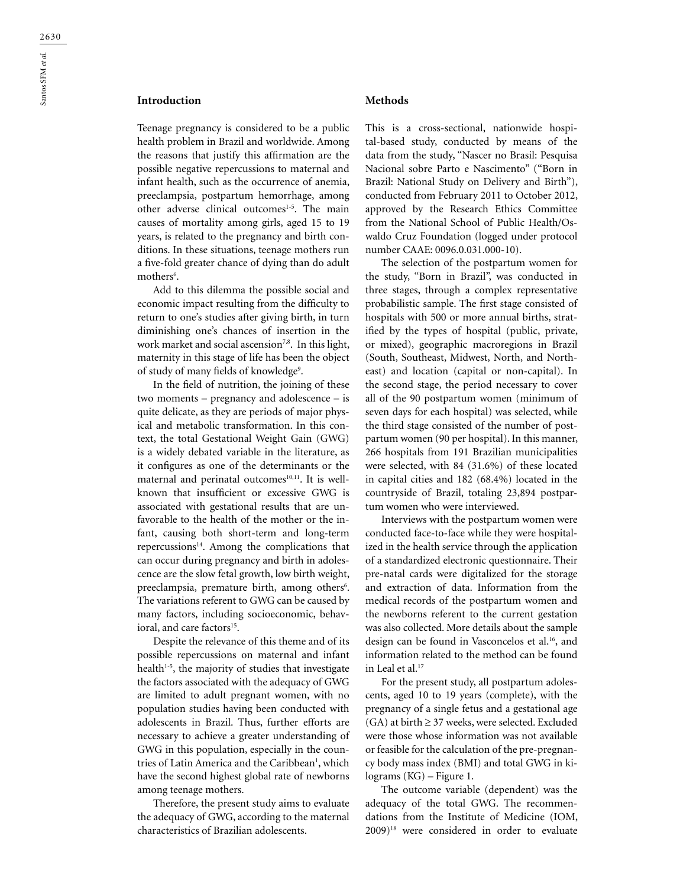## Introduction

Teenage pregnancy is considered to be a public health problem in Brazil and worldwide. Among the reasons that justify this affirmation are the possible negative repercussions to maternal and infant health, such as the occurrence of anemia, preeclampsia, postpartum hemorrhage, among other adverse clinical outcomes[1-5]. The main causes of mortality among girls, aged 15 to 19 years, is related to the pregnancy and birth conditions. In these situations, teenage mothers run a five-fold greater chance of dying than do adult mothers[6].

Add to this dilemma the possible social and economic impact resulting from the difficulty to return to one's studies after giving birth, in turn diminishing one's chances of insertion in the work market and social ascension[7,8]. In this light, maternity in this stage of life has been the object of study of many fields of knowledge[9].

In the field of nutrition, the joining of these two moments – pregnancy and adolescence – is quite delicate, as they are periods of major physical and metabolic transformation. In this context, the total Gestational Weight Gain (GWG) is a widely debated variable in the literature, as it configures as one of the determinants or the maternal and perinatal outcomes[10,11]. It is well-known that insufficient or excessive GWG is associated with gestational results that are unfavorable to the health of the mother or the infant, causing both short-term and long-term repercussions[14]. Among the complications that can occur during pregnancy and birth in adolescence are the slow fetal growth, low birth weight, preeclampsia, premature birth, among others[6]. The variations referent to GWG can be caused by many factors, including socioeconomic, behavioral, and care factors[15].

Despite the relevance of this theme and of its possible repercussions on maternal and infant health[1-5], the majority of studies that investigate the factors associated with the adequacy of GWG are limited to adult pregnant women, with no population studies having been conducted with adolescents in Brazil. Thus, further efforts are necessary to achieve a greater understanding of GWG in this population, especially in the countries of Latin America and the Caribbean[1], which have the second highest global rate of newborns among teenage mothers.

Therefore, the present study aims to evaluate the adequacy of GWG, according to the maternal characteristics of Brazilian adolescents.

## Methods

This is a cross-sectional, nationwide hospital-based study, conducted by means of the data from the study, "Nascer no Brasil: Pesquisa Nacional sobre Parto e Nascimento" ("Born in Brazil: National Study on Delivery and Birth"), conducted from February 2011 to October 2012, approved by the Research Ethics Committee from the National School of Public Health/Oswaldo Cruz Foundation (logged under protocol number CAAE: 0096.0.031.000-10).

The selection of the postpartum women for the study, "Born in Brazil", was conducted in three stages, through a complex representative probabilistic sample. The first stage consisted of hospitals with 500 or more annual births, stratified by the types of hospital (public, private, or mixed), geographic macroregions in Brazil (South, Southeast, Midwest, North, and Northeast) and location (capital or non-capital). In the second stage, the period necessary to cover all of the 90 postpartum women (minimum of seven days for each hospital) was selected, while the third stage consisted of the number of postpartum women (90 per hospital). In this manner, 266 hospitals from 191 Brazilian municipalities were selected, with 84 (31.6%) of these located in capital cities and 182 (68.4%) located in the countryside of Brazil, totaling 23,894 postpartum women who were interviewed.

Interviews with the postpartum women were conducted face-to-face while they were hospitalized in the health service through the application of a standardized electronic questionnaire. Their pre-natal cards were digitalized for the storage and extraction of data. Information from the medical records of the postpartum women and the newborns referent to the current gestation was also collected. More details about the sample design can be found in Vasconcelos et al.[16], and information related to the method can be found in Leal et al.[17]

For the present study, all postpartum adolescents, aged 10 to 19 years (complete), with the pregnancy of a single fetus and a gestational age (GA) at birth ≥ 37 weeks, were selected. Excluded were those whose information was not available or feasible for the calculation of the pre-pregnancy body mass index (BMI) and total GWG in kilograms (KG) – Figure 1.

The outcome variable (dependent) was the adequacy of the total GWG. The recommendations from the Institute of Medicine (IOM, 2009)[18] were considered in order to evaluate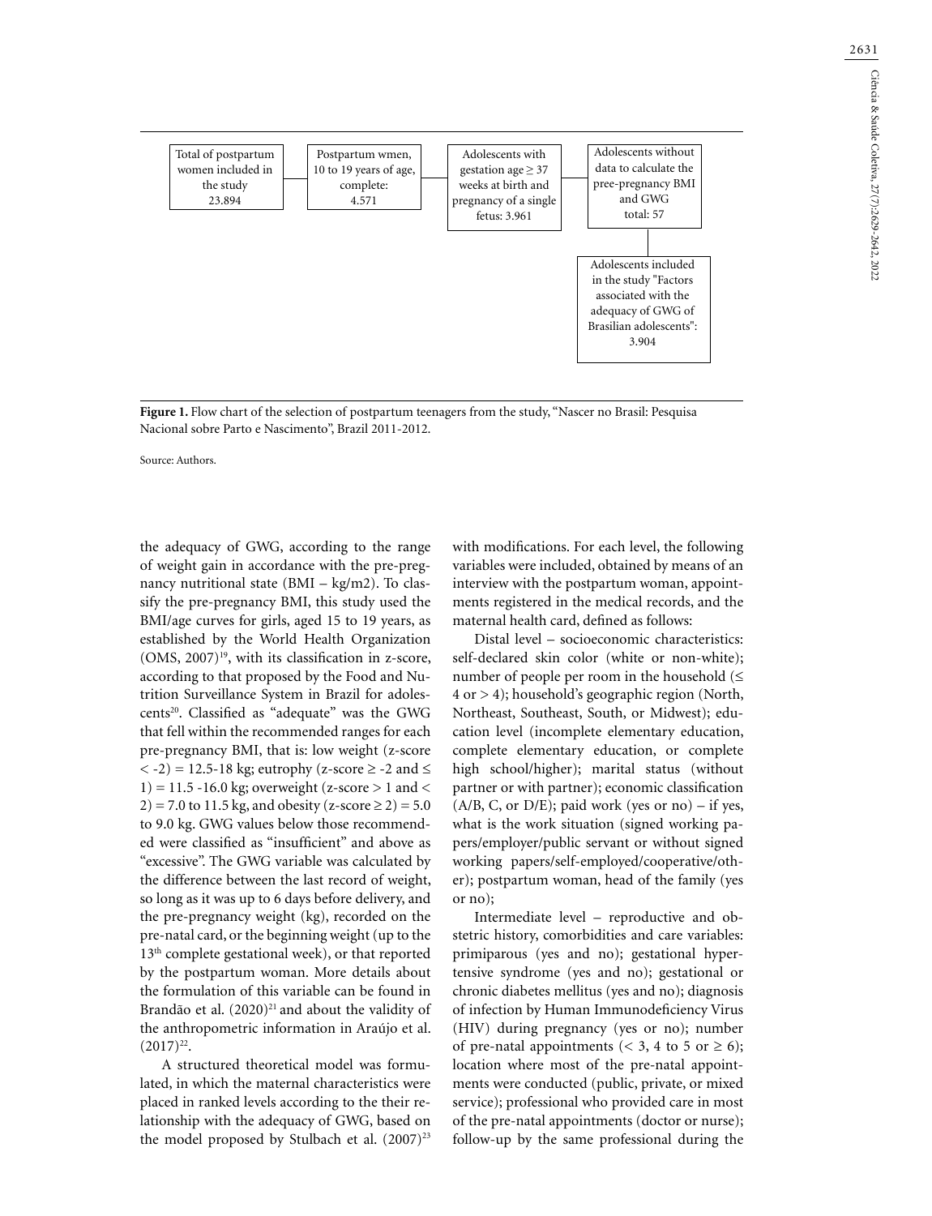Total of postpartum women included in the study 23.894 → Postpartum wmen, 10 to 19 years of age, complete: 4.571 → Adolescents with gestation age ≥ 37 weeks at birth and pregnancy of a single fetus: 3.961 → Adolescents without data to calculate the pree-pregnancy BMI and GWG total: 57 → Adolescents included in the study "Factors associated with the adequacy of GWG of Brasilian adolescents": 3.904

**Figure 1.** Flow chart of the selection of postpartum teenagers from the study, "Nascer no Brasil: Pesquisa Nacional sobre Parto e Nascimento", Brazil 2011-2012.

Source: Authors.

the adequacy of GWG, according to the range of weight gain in accordance with the pre-pregnancy nutritional state (BMI – kg/m2). To classify the pre-pregnancy BMI, this study used the BMI/age curves for girls, aged 15 to 19 years, as established by the World Health Organization (OMS, 2007)[19], with its classification in z-score, according to that proposed by the Food and Nutrition Surveillance System in Brazil for adolescents[20]. Classified as "adequate" was the GWG that fell within the recommended ranges for each pre-pregnancy BMI, that is: low weight (z-score < -2) = 12.5-18 kg; eutrophy (z-score ≥ -2 and ≤ 1) = 11.5 -16.0 kg; overweight (z-score > 1 and < 2) = 7.0 to 11.5 kg, and obesity (z-score ≥ 2) = 5.0 to 9.0 kg. GWG values below those recommended were classified as "insufficient" and above as "excessive". The GWG variable was calculated by the difference between the last record of weight, so long as it was up to 6 days before delivery, and the pre-pregnancy weight (kg), recorded on the pre-natal card, or the beginning weight (up to the 13[th] complete gestational week), or that reported by the postpartum woman. More details about the formulation of this variable can be found in Brandão et al. (2020)[21] and about the validity of the anthropometric information in Araújo et al. (2017)[22].

A structured theoretical model was formulated, in which the maternal characteristics were placed in ranked levels according to the their relationship with the adequacy of GWG, based on the model proposed by Stulbach et al. (2007)[23] with modifications. For each level, the following variables were included, obtained by means of an interview with the postpartum woman, appointments registered in the medical records, and the maternal health card, defined as follows:

Distal level – socioeconomic characteristics: self-declared skin color (white or non-white); number of people per room in the household (≤ 4 or > 4); household's geographic region (North, Northeast, Southeast, South, or Midwest); education level (incomplete elementary education, complete elementary education, or complete high school/higher); marital status (without partner or with partner); economic classification (A/B, C, or D/E); paid work (yes or no) – if yes, what is the work situation (signed working papers/employer/public servant or without signed working papers/self-employed/cooperative/other); postpartum woman, head of the family (yes or no);

Intermediate level – reproductive and obstetric history, comorbidities and care variables: primiparous (yes and no); gestational hypertensive syndrome (yes and no); gestational or chronic diabetes mellitus (yes and no); diagnosis of infection by Human Immunodeficiency Virus (HIV) during pregnancy (yes or no); number of pre-natal appointments (< 3, 4 to 5 or ≥ 6); location where most of the pre-natal appointments were conducted (public, private, or mixed service); professional who provided care in most of the pre-natal appointments (doctor or nurse); follow-up by the same professional during the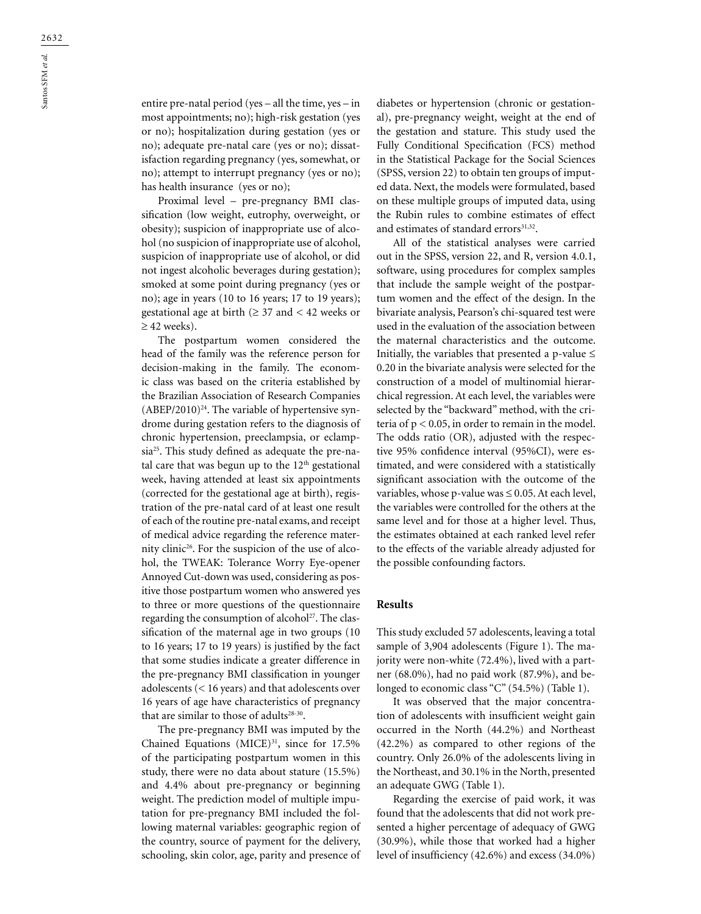entire pre-natal period (yes – all the time, yes – in most appointments; no); high-risk gestation (yes or no); hospitalization during gestation (yes or no); adequate pre-natal care (yes or no); dissatisfaction regarding pregnancy (yes, somewhat, or no); attempt to interrupt pregnancy (yes or no); has health insurance (yes or no);

Proximal level – pre-pregnancy BMI classification (low weight, eutrophy, overweight, or obesity); suspicion of inappropriate use of alcohol (no suspicion of inappropriate use of alcohol, suspicion of inappropriate use of alcohol, or did not ingest alcoholic beverages during gestation); smoked at some point during pregnancy (yes or no); age in years (10 to 16 years; 17 to 19 years); gestational age at birth (≥ 37 and < 42 weeks or ≥ 42 weeks).

The postpartum women considered the head of the family was the reference person for decision-making in the family. The economic class was based on the criteria established by the Brazilian Association of Research Companies (ABEP/2010)[24]. The variable of hypertensive syndrome during gestation refers to the diagnosis of chronic hypertension, preeclampsia, or eclampsia[25]. This study defined as adequate the pre-natal care that was begun up to the 12[th] gestational week, having attended at least six appointments (corrected for the gestational age at birth), registration of the pre-natal card of at least one result of each of the routine pre-natal exams, and receipt of medical advice regarding the reference maternity clinic[26]. For the suspicion of the use of alcohol, the TWEAK: Tolerance Worry Eye-opener Annoyed Cut-down was used, considering as positive those postpartum women who answered yes to three or more questions of the questionnaire regarding the consumption of alcohol[27]. The classification of the maternal age in two groups (10 to 16 years; 17 to 19 years) is justified by the fact that some studies indicate a greater difference in the pre-pregnancy BMI classification in younger adolescents (< 16 years) and that adolescents over 16 years of age have characteristics of pregnancy that are similar to those of adults[28-30].

The pre-pregnancy BMI was imputed by the Chained Equations (MICE)[31], since for 17.5% of the participating postpartum women in this study, there were no data about stature (15.5%) and 4.4% about pre-pregnancy or beginning weight. The prediction model of multiple imputation for pre-pregnancy BMI included the following maternal variables: geographic region of the country, source of payment for the delivery, schooling, skin color, age, parity and presence of diabetes or hypertension (chronic or gestational), pre-pregnancy weight, weight at the end of the gestation and stature. This study used the Fully Conditional Specification (FCS) method in the Statistical Package for the Social Sciences (SPSS, version 22) to obtain ten groups of imputed data. Next, the models were formulated, based on these multiple groups of imputed data, using the Rubin rules to combine estimates of effect and estimates of standard errors[31,32].

All of the statistical analyses were carried out in the SPSS, version 22, and R, version 4.0.1, software, using procedures for complex samples that include the sample weight of the postpartum women and the effect of the design. In the bivariate analysis, Pearson's chi-squared test were used in the evaluation of the association between the maternal characteristics and the outcome. Initially, the variables that presented a p-value ≤ 0.20 in the bivariate analysis were selected for the construction of a model of multinomial hierarchical regression. At each level, the variables were selected by the "backward" method, with the criteria of $p < 0.05$, in order to remain in the model. The odds ratio (OR), adjusted with the respective 95% confidence interval (95%CI), were estimated, and were considered with a statistically significant association with the outcome of the variables, whose p-value was ≤ 0.05. At each level, the variables were controlled for the others at the same level and for those at a higher level. Thus, the estimates obtained at each ranked level refer to the effects of the variable already adjusted for the possible confounding factors.

## Results

This study excluded 57 adolescents, leaving a total sample of 3,904 adolescents (Figure 1). The majority were non-white (72.4%), lived with a partner (68.0%), had no paid work (87.9%), and belonged to economic class "C" (54.5%) (Table 1).

It was observed that the major concentration of adolescents with insufficient weight gain occurred in the North (44.2%) and Northeast (42.2%) as compared to other regions of the country. Only 26.0% of the adolescents living in the Northeast, and 30.1% in the North, presented an adequate GWG (Table 1).

Regarding the exercise of paid work, it was found that the adolescents that did not work presented a higher percentage of adequacy of GWG (30.9%), while those that worked had a higher level of insufficiency (42.6%) and excess (34.0%)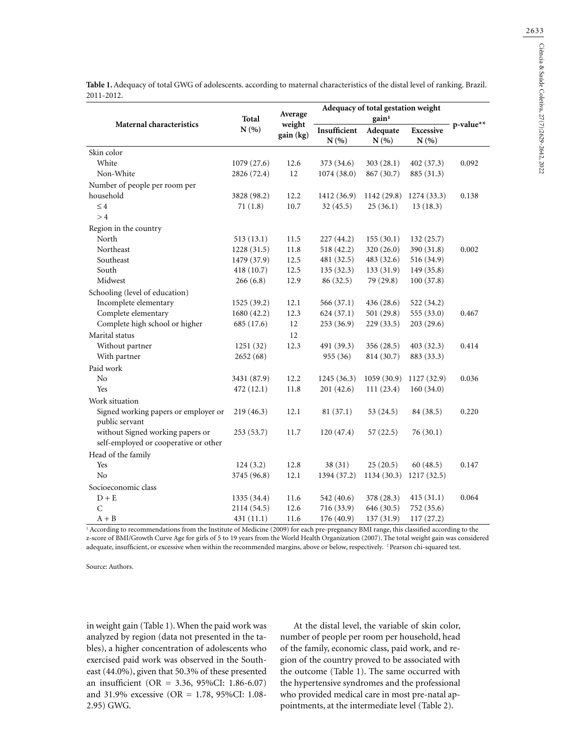**Table 1.** Adequacy of total GWG of adolescents. according to maternal characteristics of the distal level of ranking. Brazil. 2011-2012.

| Maternal characteristics | Total N (%) | Average weight gain (kg) | Adequacy of total gestation weight gain[1] | | | p-value** |
|---|---|---|---|---|---|---|
| | | | Insufficient N (%) | Adequate N (%) | Excessive N (%) | |
| Skin color | | | | | | |
| White | 1079 (27.6) | 12.6 | 373 (34.6) | 303 (28.1) | 402 (37.3) | 0.092 |
| Non-White | 2826 (72.4) | 12 | 1074 (38.0) | 867 (30.7) | 885 (31.3) | |
| Number of people per room per household | 3828 (98.2) | 12.2 | 1412 (36.9) | 1142 (29.8) | 1274 (33.3) | 0.138 |
| ≤ 4 | 71 (1.8) | 10.7 | 32 (45.5) | 25 (36.1) | 13 (18.3) | |
| > 4 | | | | | | |
| Region in the country | | | | | | |
| North | 513 (13.1) | 11.5 | 227 (44.2) | 155 (30.1) | 132 (25.7) | |
| Northeast | 1228 (31.5) | 11.8 | 518 (42.2) | 320 (26.0) | 390 (31.8) | 0.002 |
| Southeast | 1479 (37.9) | 12.5 | 481 (32.5) | 483 (32.6) | 516 (34.9) | |
| South | 418 (10.7) | 12.5 | 135 (32.3) | 133 (31.9) | 149 (35.8) | |
| Midwest | 266 (6.8) | 12.9 | 86 (32.5) | 79 (29.8) | 100 (37.8) | |
| Schooling (level of education) | | | | | | |
| Incomplete elementary | 1525 (39.2) | 12.1 | 566 (37.1) | 436 (28.6) | 522 (34.2) | |
| Complete elementary | 1680 (42.2) | 12.3 | 624 (37.1) | 501 (29.8) | 555 (33.0) | 0.467 |
| Complete high school or higher | 685 (17.6) | 12 | 253 (36.9) | 229 (33.5) | 203 (29.6) | |
| Marital status | | 12 | | | | |
| Without partner | 1251 (32) | 12.3 | 491 (39.3) | 356 (28.5) | 403 (32.3) | 0.414 |
| With partner | 2652 (68) | | 955 (36) | 814 (30.7) | 883 (33.3) | |
| Paid work | | | | | | |
| No | 3431 (87.9) | 12.2 | 1245 (36.3) | 1059 (30.9) | 1127 (32.9) | 0.036 |
| Yes | 472 (12.1) | 11.8 | 201 (42.6) | 111 (23.4) | 160 (34.0) | |
| Work situation | | | | | | |
| Signed working papers or employer or public servant | 219 (46.3) | 12.1 | 81 (37.1) | 53 (24.5) | 84 (38.5) | 0.220 |
| without Signed working papers or self-employed or cooperative or other | 253 (53.7) | 11.7 | 120 (47.4) | 57 (22.5) | 76 (30.1) | |
| Head of the family | | | | | | |
| Yes | 124 (3.2) | 12.8 | 38 (31) | 25 (20.5) | 60 (48.5) | 0.147 |
| No | 3745 (96.8) | 12.1 | 1394 (37.2) | 1134 (30.3) | 1217 (32.5) | |
| Socioeconomic class | | | | | | |
| D + E | 1335 (34.4) | 11.6 | 542 (40.6) | 378 (28.3) | 415 (31.1) | 0.064 |
| C | 2114 (54.5) | 12.6 | 716 (33.9) | 646 (30.5) | 752 (35.6) | |
| A + B | 431 (11.1) | 11.6 | 176 (40.9) | 137 (31.9) | 117 (27.2) | |

[1] According to recommendations from the Institute of Medicine (2009) for each pre-pregnancy BMI range, this classified according to the z-score of BMI/Growth Curve Age for girls of 5 to 19 years from the World Health Organization (2007). The total weight gain was considered adequate, insufficient, or excessive when within the recommended margins, above or below, respectively. [2] Pearson chi-squared test.

Source: Authors.

in weight gain (Table 1). When the paid work was analyzed by region (data not presented in the tables), a higher concentration of adolescents who exercised paid work was observed in the Southeast (44.0%), given that 50.3% of these presented an insufficient (OR = 3.36, 95%CI: 1.86-6.07) and 31.9% excessive (OR = 1.78, 95%CI: 1.08-2.95) GWG.

At the distal level, the variable of skin color, number of people per room per household, head of the family, economic class, paid work, and region of the country proved to be associated with the outcome (Table 1). The same occurred with the hypertensive syndromes and the professional who provided medical care in most pre-natal appointments, at the intermediate level (Table 2).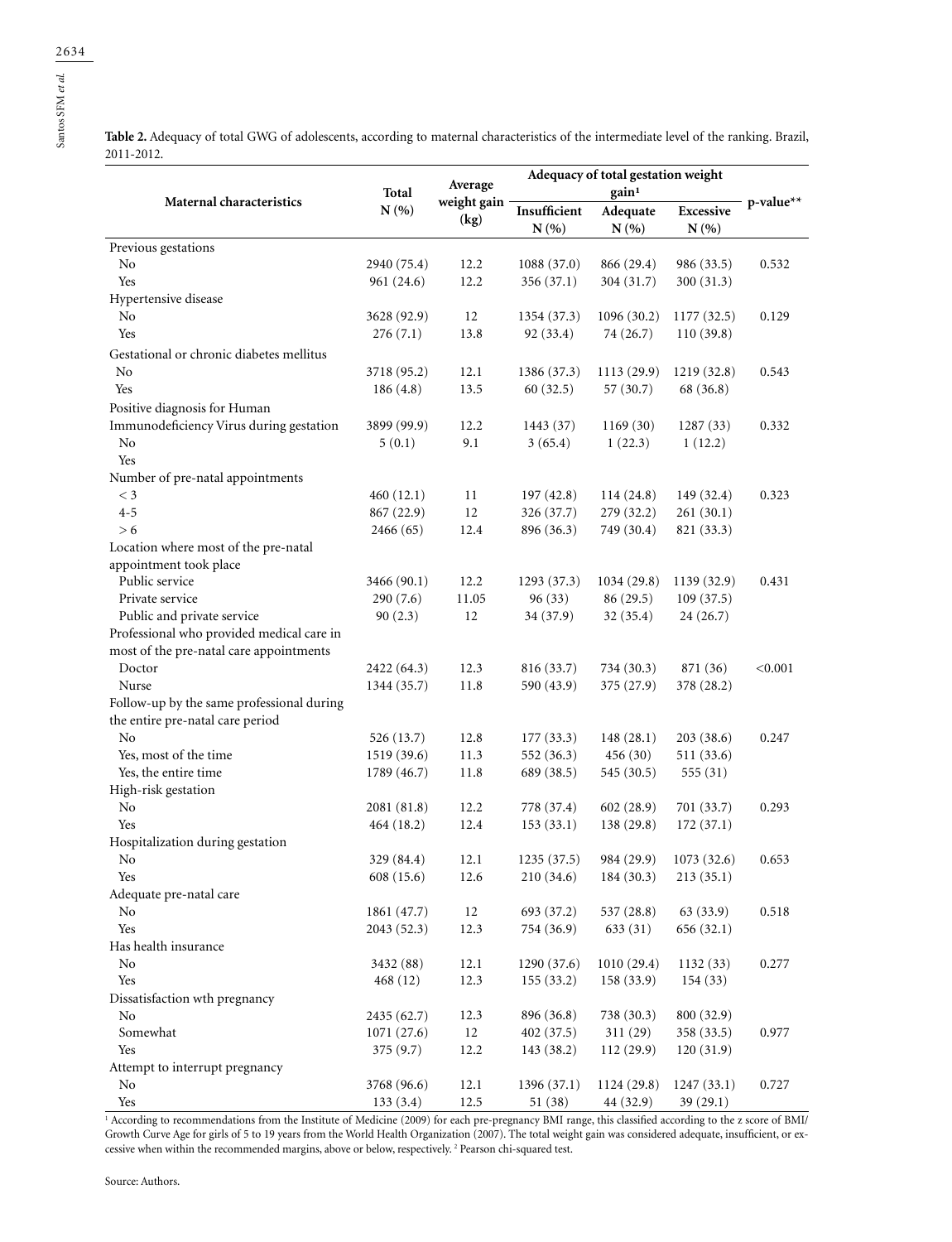**Table 2.** Adequacy of total GWG of adolescents, according to maternal characteristics of the intermediate level of the ranking. Brazil, 2011-2012.

| Maternal characteristics | Total N (%) | Average weight gain (kg) | Adequacy of total gestation weight gain[1] | | | p-value** |
|---|---|---|---|---|---|---|
| | | | Insufficient N (%) | Adequate N (%) | Excessive N (%) | |
| Previous gestations | | | | | | |
| No | 2940 (75.4) | 12.2 | 1088 (37.0) | 866 (29.4) | 986 (33.5) | 0.532 |
| Yes | 961 (24.6) | 12.2 | 356 (37.1) | 304 (31.7) | 300 (31.3) | |
| Hypertensive disease | | | | | | |
| No | 3628 (92.9) | 12 | 1354 (37.3) | 1096 (30.2) | 1177 (32.5) | 0.129 |
| Yes | 276 (7.1) | 13.8 | 92 (33.4) | 74 (26.7) | 110 (39.8) | |
| Gestational or chronic diabetes mellitus | | | | | | |
| No | 3718 (95.2) | 12.1 | 1386 (37.3) | 1113 (29.9) | 1219 (32.8) | 0.543 |
| Yes | 186 (4.8) | 13.5 | 60 (32.5) | 57 (30.7) | 68 (36.8) | |
| Positive diagnosis for Human Immunodeficiency Virus during gestation | 3899 (99.9) | 12.2 | 1443 (37) | 1169 (30) | 1287 (33) | 0.332 |
| No | 5 (0.1) | 9.1 | 3 (65.4) | 1 (22.3) | 1 (12.2) | |
| Yes | | | | | | |
| Number of pre-natal appointments | | | | | | |
| < 3 | 460 (12.1) | 11 | 197 (42.8) | 114 (24.8) | 149 (32.4) | 0.323 |
| 4-5 | 867 (22.9) | 12 | 326 (37.7) | 279 (32.2) | 261 (30.1) | |
| > 6 | 2466 (65) | 12.4 | 896 (36.3) | 749 (30.4) | 821 (33.3) | |
| Location where most of the pre-natal appointment took place | | | | | | |
| Public service | 3466 (90.1) | 12.2 | 1293 (37.3) | 1034 (29.8) | 1139 (32.9) | 0.431 |
| Private service | 290 (7.6) | 11.05 | 96 (33) | 86 (29.5) | 109 (37.5) | |
| Public and private service | 90 (2.3) | 12 | 34 (37.9) | 32 (35.4) | 24 (26.7) | |
| Professional who provided medical care in most of the pre-natal care appointments | | | | | | |
| Doctor | 2422 (64.3) | 12.3 | 816 (33.7) | 734 (30.3) | 871 (36) | <0.001 |
| Nurse | 1344 (35.7) | 11.8 | 590 (43.9) | 375 (27.9) | 378 (28.2) | |
| Follow-up by the same professional during the entire pre-natal care period | | | | | | |
| No | 526 (13.7) | 12.8 | 177 (33.3) | 148 (28.1) | 203 (38.6) | 0.247 |
| Yes, most of the time | 1519 (39.6) | 11.3 | 552 (36.3) | 456 (30) | 511 (33.6) | |
| Yes, the entire time | 1789 (46.7) | 11.8 | 689 (38.5) | 545 (30.5) | 555 (31) | |
| High-risk gestation | | | | | | |
| No | 2081 (81.8) | 12.2 | 778 (37.4) | 602 (28.9) | 701 (33.7) | 0.293 |
| Yes | 464 (18.2) | 12.4 | 153 (33.1) | 138 (29.8) | 172 (37.1) | |
| Hospitalization during gestation | | | | | | |
| No | 329 (84.4) | 12.1 | 1235 (37.5) | 984 (29.9) | 1073 (32.6) | 0.653 |
| Yes | 608 (15.6) | 12.6 | 210 (34.6) | 184 (30.3) | 213 (35.1) | |
| Adequate pre-natal care | | | | | | |
| No | 1861 (47.7) | 12 | 693 (37.2) | 537 (28.8) | 63 (33.9) | 0.518 |
| Yes | 2043 (52.3) | 12.3 | 754 (36.9) | 633 (31) | 656 (32.1) | |
| Has health insurance | | | | | | |
| No | 3432 (88) | 12.1 | 1290 (37.6) | 1010 (29.4) | 1132 (33) | 0.277 |
| Yes | 468 (12) | 12.3 | 155 (33.2) | 158 (33.9) | 154 (33) | |
| Dissatisfaction wth pregnancy | | | | | | |
| No | 2435 (62.7) | 12.3 | 896 (36.8) | 738 (30.3) | 800 (32.9) | |
| Somewhat | 1071 (27.6) | 12 | 402 (37.5) | 311 (29) | 358 (33.5) | 0.977 |
| Yes | 375 (9.7) | 12.2 | 143 (38.2) | 112 (29.9) | 120 (31.9) | |
| Attempt to interrupt pregnancy | | | | | | |
| No | 3768 (96.6) | 12.1 | 1396 (37.1) | 1124 (29.8) | 1247 (33.1) | 0.727 |
| Yes | 133 (3.4) | 12.5 | 51 (38) | 44 (32.9) | 39 (29.1) | |

[1] According to recommendations from the Institute of Medicine (2009) for each pre-pregnancy BMI range, this classified according to the z score of BMI/ Growth Curve Age for girls of 5 to 19 years from the World Health Organization (2007). The total weight gain was considered adequate, insufficient, or excessive when within the recommended margins, above or below, respectively. [2] Pearson chi-squared test.

Source: Authors.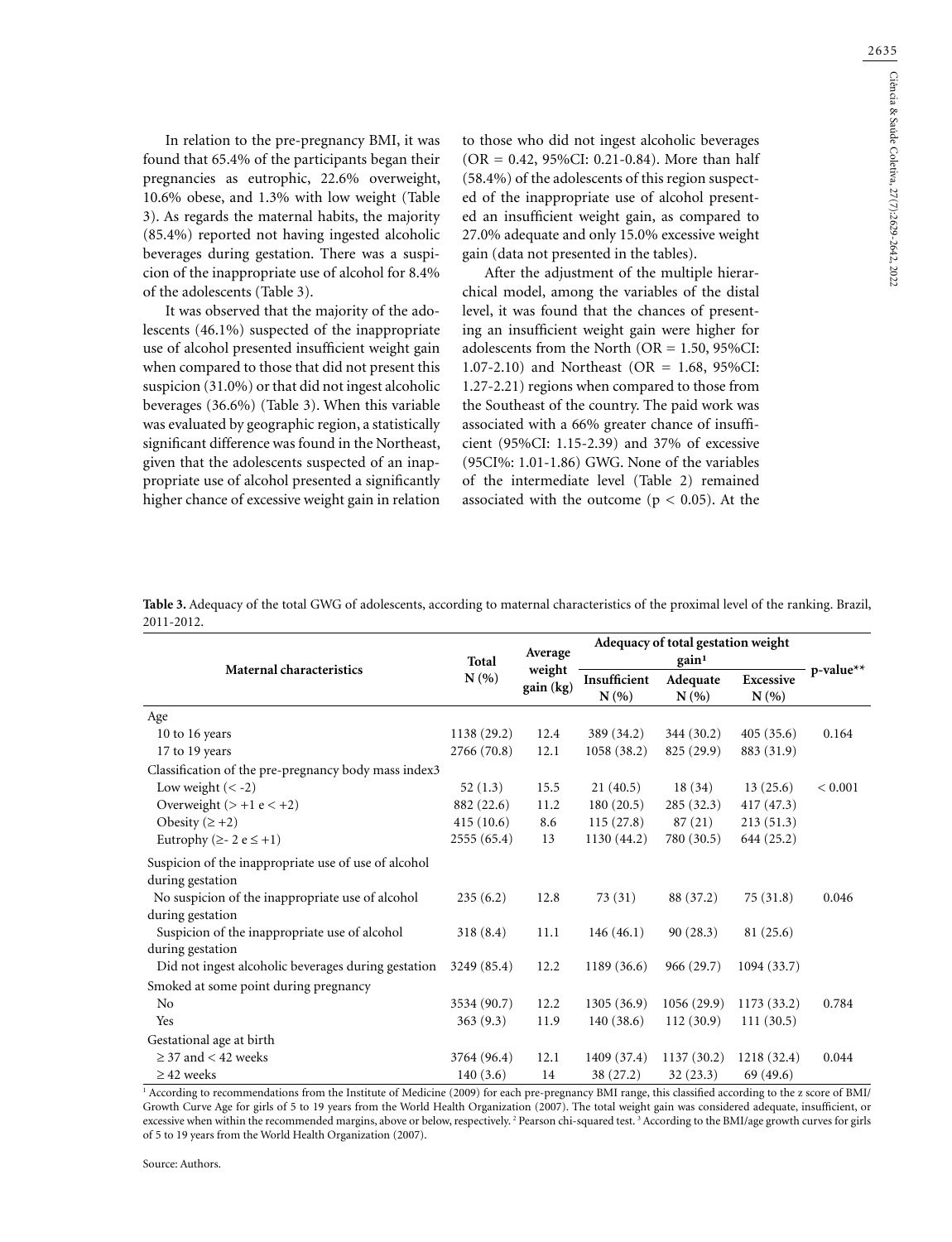In relation to the pre-pregnancy BMI, it was found that 65.4% of the participants began their pregnancies as eutrophic, 22.6% overweight, 10.6% obese, and 1.3% with low weight (Table 3). As regards the maternal habits, the majority (85.4%) reported not having ingested alcoholic beverages during gestation. There was a suspicion of the inappropriate use of alcohol for 8.4% of the adolescents (Table 3).

It was observed that the majority of the adolescents (46.1%) suspected of the inappropriate use of alcohol presented insufficient weight gain when compared to those that did not present this suspicion (31.0%) or that did not ingest alcoholic beverages (36.6%) (Table 3). When this variable was evaluated by geographic region, a statistically significant difference was found in the Northeast, given that the adolescents suspected of an inappropriate use of alcohol presented a significantly higher chance of excessive weight gain in relation to those who did not ingest alcoholic beverages (OR = 0.42, 95%CI: 0.21-0.84). More than half (58.4%) of the adolescents of this region suspected of the inappropriate use of alcohol presented an insufficient weight gain, as compared to 27.0% adequate and only 15.0% excessive weight gain (data not presented in the tables).

After the adjustment of the multiple hierarchical model, among the variables of the distal level, it was found that the chances of presenting an insufficient weight gain were higher for adolescents from the North (OR = 1.50, 95%CI: 1.07-2.10) and Northeast (OR = 1.68, 95%CI: 1.27-2.21) regions when compared to those from the Southeast of the country. The paid work was associated with a 66% greater chance of insufficient (95%CI: 1.15-2.39) and 37% of excessive (95CI%: 1.01-1.86) GWG. None of the variables of the intermediate level (Table 2) remained associated with the outcome ($p < 0.05$). At the

**Table 3.** Adequacy of the total GWG of adolescents, according to maternal characteristics of the proximal level of the ranking. Brazil, 2011-2012.

| Maternal characteristics | Total N (%) | Average weight gain (kg) | Adequacy of total gestation weight gain[1] | | | p-value** |
|---|---|---|---|---|---|---|
| | | | Insufficient N (%) | Adequate N (%) | Excessive N (%) | |
| Age | | | | | | |
| 10 to 16 years | 1138 (29.2) | 12.4 | 389 (34.2) | 344 (30.2) | 405 (35.6) | 0.164 |
| 17 to 19 years | 2766 (70.8) | 12.1 | 1058 (38.2) | 825 (29.9) | 883 (31.9) | |
| Classification of the pre-pregnancy body mass index3 | | | | | | |
| Low weight (< -2) | 52 (1.3) | 15.5 | 21 (40.5) | 18 (34) | 13 (25.6) | < 0.001 |
| Overweight (> +1 e < +2) | 882 (22.6) | 11.2 | 180 (20.5) | 285 (32.3) | 417 (47.3) | |
| Obesity (≥ +2) | 415 (10.6) | 8.6 | 115 (27.8) | 87 (21) | 213 (51.3) | |
| Eutrophy (≥- 2 e ≤ +1) | 2555 (65.4) | 13 | 1130 (44.2) | 780 (30.5) | 644 (25.2) | |
| Suspicion of the inappropriate use of use of alcohol during gestation | | | | | | |
| No suspicion of the inappropriate use of alcohol during gestation | 235 (6.2) | 12.8 | 73 (31) | 88 (37.2) | 75 (31.8) | 0.046 |
| Suspicion of the inappropriate use of alcohol during gestation | 318 (8.4) | 11.1 | 146 (46.1) | 90 (28.3) | 81 (25.6) | |
| Did not ingest alcoholic beverages during gestation | 3249 (85.4) | 12.2 | 1189 (36.6) | 966 (29.7) | 1094 (33.7) | |
| Smoked at some point during pregnancy | | | | | | |
| No | 3534 (90.7) | 12.2 | 1305 (36.9) | 1056 (29.9) | 1173 (33.2) | 0.784 |
| Yes | 363 (9.3) | 11.9 | 140 (38.6) | 112 (30.9) | 111 (30.5) | |
| Gestational age at birth | | | | | | |
| ≥ 37 and < 42 weeks | 3764 (96.4) | 12.1 | 1409 (37.4) | 1137 (30.2) | 1218 (32.4) | 0.044 |
| ≥ 42 weeks | 140 (3.6) | 14 | 38 (27.2) | 32 (23.3) | 69 (49.6) | |

[1] According to recommendations from the Institute of Medicine (2009) for each pre-pregnancy BMI range, this classified according to the z score of BMI/Growth Curve Age for girls of 5 to 19 years from the World Health Organization (2007). The total weight gain was considered adequate, insufficient, or excessive when within the recommended margins, above or below, respectively. [2] Pearson chi-squared test. [3] According to the BMI/age growth curves for girls of 5 to 19 years from the World Health Organization (2007).

Source: Authors.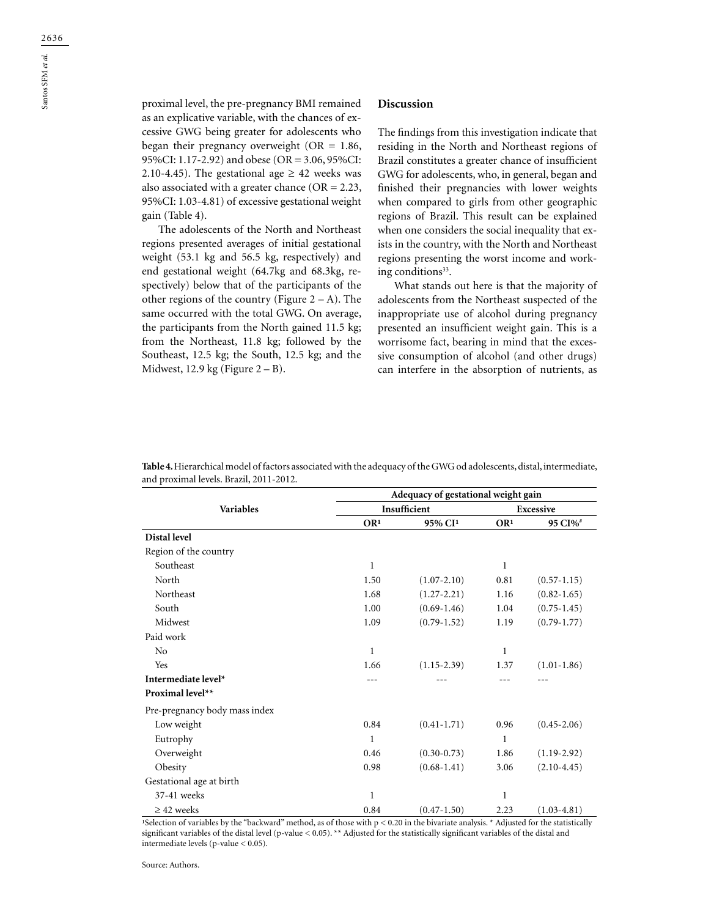proximal level, the pre-pregnancy BMI remained as an explicative variable, with the chances of excessive GWG being greater for adolescents who began their pregnancy overweight (OR = 1.86, 95%CI: 1.17-2.92) and obese (OR = 3.06, 95%CI: 2.10-4.45). The gestational age ≥ 42 weeks was also associated with a greater chance (OR = 2.23, 95%CI: 1.03-4.81) of excessive gestational weight gain (Table 4).

The adolescents of the North and Northeast regions presented averages of initial gestational weight (53.1 kg and 56.5 kg, respectively) and end gestational weight (64.7kg and 68.3kg, respectively) below that of the participants of the other regions of the country (Figure 2 – A). The same occurred with the total GWG. On average, the participants from the North gained 11.5 kg; from the Northeast, 11.8 kg; followed by the Southeast, 12.5 kg; the South, 12.5 kg; and the Midwest, 12.9 kg (Figure 2 – B).

## Discussion

The findings from this investigation indicate that residing in the North and Northeast regions of Brazil constitutes a greater chance of insufficient GWG for adolescents, who, in general, began and finished their pregnancies with lower weights when compared to girls from other geographic regions of Brazil. This result can be explained when one considers the social inequality that exists in the country, with the North and Northeast regions presenting the worst income and working conditions[33].

What stands out here is that the majority of adolescents from the Northeast suspected of the inappropriate use of alcohol during pregnancy presented an insufficient weight gain. This is a worrisome fact, bearing in mind that the excessive consumption of alcohol (and other drugs) can interfere in the absorption of nutrients, as

**Table 4.** Hierarchical model of factors associated with the adequacy of the GWG od adolescents, distal, intermediate, and proximal levels. Brazil, 2011-2012.

| Variables | Adequacy of gestational weight gain | | | |
|---|---|---|---|---|
| | Insufficient | | Excessive | |
| | OR[1] | 95% CI[1] | OR[1] | 95 CI%[#] |
| **Distal level** | | | | |
| Region of the country | | | | |
| Southeast | 1 | | 1 | |
| North | 1.50 | (1.07-2.10) | 0.81 | (0.57-1.15) |
| Northeast | 1.68 | (1.27-2.21) | 1.16 | (0.82-1.65) |
| South | 1.00 | (0.69-1.46) | 1.04 | (0.75-1.45) |
| Midwest | 1.09 | (0.79-1.52) | 1.19 | (0.79-1.77) |
| Paid work | | | | |
| No | 1 | | 1 | |
| Yes | 1.66 | (1.15-2.39) | 1.37 | (1.01-1.86) |
| **Intermediate level*** | --- | --- | --- | --- |
| **Proximal level**** | | | | |
| Pre-pregnancy body mass index | | | | |
| Low weight | 0.84 | (0.41-1.71) | 0.96 | (0.45-2.06) |
| Eutrophy | 1 | | 1 | |
| Overweight | 0.46 | (0.30-0.73) | 1.86 | (1.19-2.92) |
| Obesity | 0.98 | (0.68-1.41) | 3.06 | (2.10-4.45) |
| Gestational age at birth | | | | |
| 37-41 weeks | 1 | | 1 | |
| ≥ 42 weeks | 0.84 | (0.47-1.50) | 2.23 | (1.03-4.81) |

[1]Selection of variables by the "backward" method, as of those with $p < 0.20$ in the bivariate analysis. * Adjusted for the statistically significant variables of the distal level (p-value < 0.05). ** Adjusted for the statistically significant variables of the distal and intermediate levels (p-value < 0.05).

Source: Authors.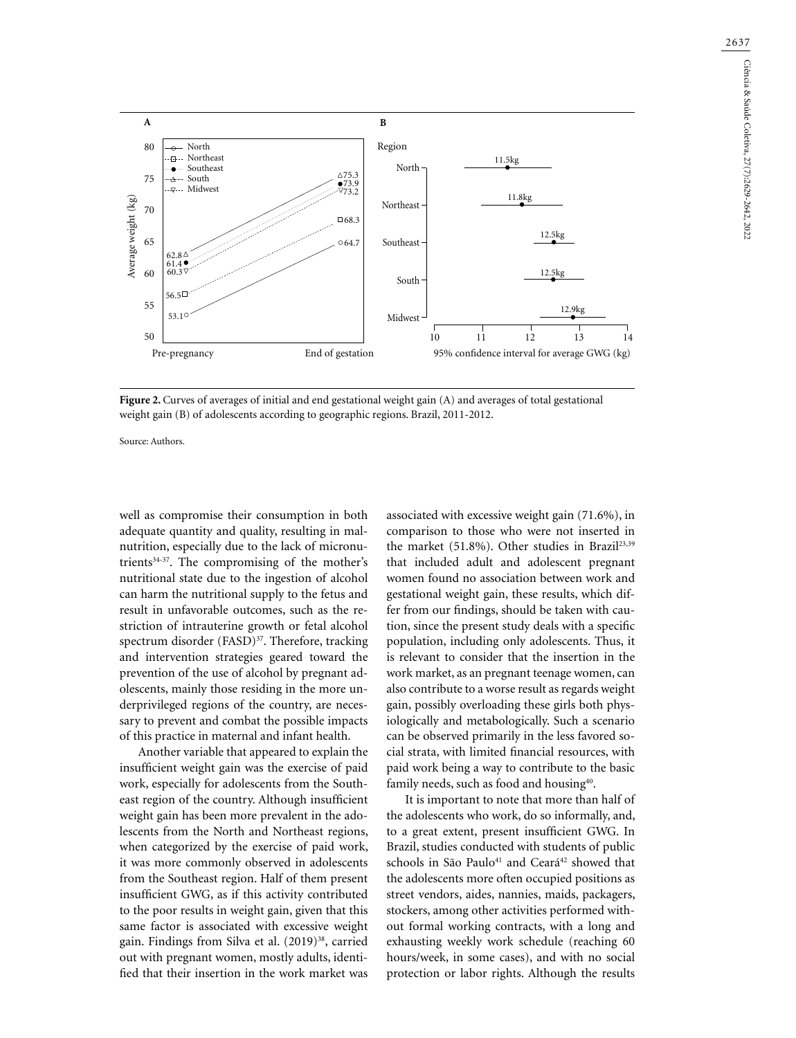**Figure 2.** Curves of averages of initial and end gestational weight gain (A) and averages of total gestational weight gain (B) of adolescents according to geographic regions. Brazil, 2011-2012.

Source: Authors.

well as compromise their consumption in both adequate quantity and quality, resulting in malnutrition, especially due to the lack of micronutrients[34-37]. The compromising of the mother's nutritional state due to the ingestion of alcohol can harm the nutritional supply to the fetus and result in unfavorable outcomes, such as the restriction of intrauterine growth or fetal alcohol spectrum disorder (FASD)[37]. Therefore, tracking and intervention strategies geared toward the prevention of the use of alcohol by pregnant adolescents, mainly those residing in the more underprivileged regions of the country, are necessary to prevent and combat the possible impacts of this practice in maternal and infant health.

Another variable that appeared to explain the insufficient weight gain was the exercise of paid work, especially for adolescents from the Southeast region of the country. Although insufficient weight gain has been more prevalent in the adolescents from the North and Northeast regions, when categorized by the exercise of paid work, it was more commonly observed in adolescents from the Southeast region. Half of them present insufficient GWG, as if this activity contributed to the poor results in weight gain, given that this same factor is associated with excessive weight gain. Findings from Silva et al. (2019)[38], carried out with pregnant women, mostly adults, identified that their insertion in the work market was associated with excessive weight gain (71.6%), in comparison to those who were not inserted in the market (51.8%). Other studies in Brazil[23,39] that included adult and adolescent pregnant women found no association between work and gestational weight gain, these results, which differ from our findings, should be taken with caution, since the present study deals with a specific population, including only adolescents. Thus, it is relevant to consider that the insertion in the work market, as an pregnant teenage women, can also contribute to a worse result as regards weight gain, possibly overloading these girls both physiologically and metabologically. Such a scenario can be observed primarily in the less favored social strata, with limited financial resources, with paid work being a way to contribute to the basic family needs, such as food and housing[40].

It is important to note that more than half of the adolescents who work, do so informally, and, to a great extent, present insufficient GWG. In Brazil, studies conducted with students of public schools in São Paulo[41] and Ceará[42] showed that the adolescents more often occupied positions as street vendors, aides, nannies, maids, packagers, stockers, among other activities performed without formal working contracts, with a long and exhausting weekly work schedule (reaching 60 hours/week, in some cases), and with no social protection or labor rights. Although the results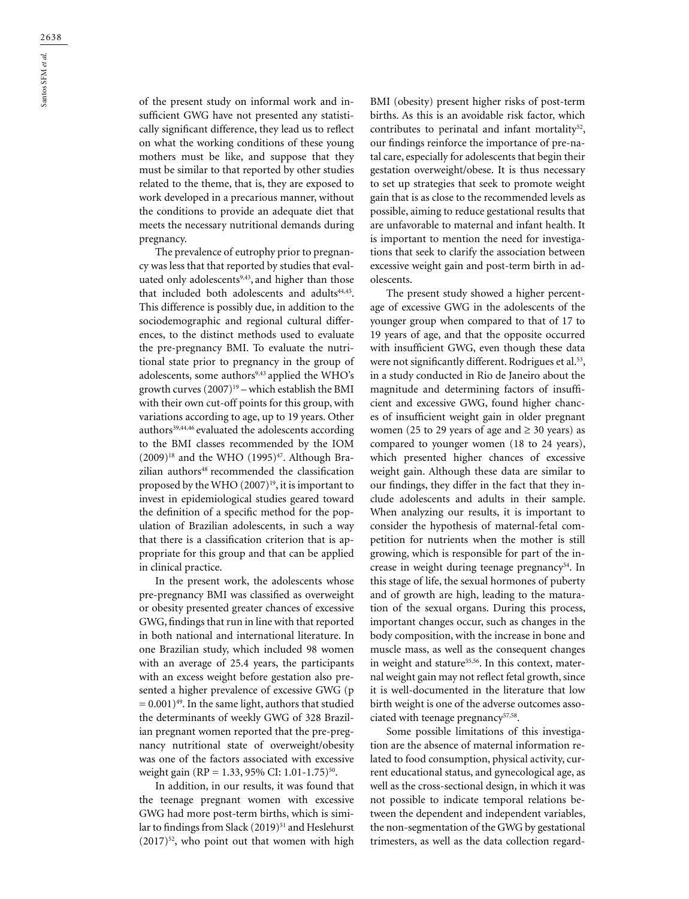of the present study on informal work and insufficient GWG have not presented any statistically significant difference, they lead us to reflect on what the working conditions of these young mothers must be like, and suppose that they must be similar to that reported by other studies related to the theme, that is, they are exposed to work developed in a precarious manner, without the conditions to provide an adequate diet that meets the necessary nutritional demands during pregnancy.

The prevalence of eutrophy prior to pregnancy was less that that reported by studies that evaluated only adolescents[9,43], and higher than those that included both adolescents and adults[44,45]. This difference is possibly due, in addition to the sociodemographic and regional cultural differences, to the distinct methods used to evaluate the pre-pregnancy BMI. To evaluate the nutritional state prior to pregnancy in the group of adolescents, some authors[9,43] applied the WHO's growth curves (2007)[19] – which establish the BMI with their own cut-off points for this group, with variations according to age, up to 19 years. Other authors[39,44,46] evaluated the adolescents according to the BMI classes recommended by the IOM (2009)[18] and the WHO (1995)[47]. Although Brazilian authors[48] recommended the classification proposed by the WHO (2007)[19], it is important to invest in epidemiological studies geared toward the definition of a specific method for the population of Brazilian adolescents, in such a way that there is a classification criterion that is appropriate for this group and that can be applied in clinical practice.

In the present work, the adolescents whose pre-pregnancy BMI was classified as overweight or obesity presented greater chances of excessive GWG, findings that run in line with that reported in both national and international literature. In one Brazilian study, which included 98 women with an average of 25.4 years, the participants with an excess weight before gestation also presented a higher prevalence of excessive GWG ($p = 0.001$)[49]. In the same light, authors that studied the determinants of weekly GWG of 328 Brazilian pregnant women reported that the pre-pregnancy nutritional state of overweight/obesity was one of the factors associated with excessive weight gain (RP = 1.33, 95% CI: 1.01-1.75)[50].

In addition, in our results, it was found that the teenage pregnant women with excessive GWG had more post-term births, which is similar to findings from Slack (2019)[51] and Heslehurst (2017)[52], who point out that women with high BMI (obesity) present higher risks of post-term births. As this is an avoidable risk factor, which contributes to perinatal and infant mortality[52], our findings reinforce the importance of pre-natal care, especially for adolescents that begin their gestation overweight/obese. It is thus necessary to set up strategies that seek to promote weight gain that is as close to the recommended levels as possible, aiming to reduce gestational results that are unfavorable to maternal and infant health. It is important to mention the need for investigations that seek to clarify the association between excessive weight gain and post-term birth in adolescents.

The present study showed a higher percentage of excessive GWG in the adolescents of the younger group when compared to that of 17 to 19 years of age, and that the opposite occurred with insufficient GWG, even though these data were not significantly different. Rodrigues et al.[53], in a study conducted in Rio de Janeiro about the magnitude and determining factors of insufficient and excessive GWG, found higher chances of insufficient weight gain in older pregnant women (25 to 29 years of age and ≥ 30 years) as compared to younger women (18 to 24 years), which presented higher chances of excessive weight gain. Although these data are similar to our findings, they differ in the fact that they include adolescents and adults in their sample. When analyzing our results, it is important to consider the hypothesis of maternal-fetal competition for nutrients when the mother is still growing, which is responsible for part of the increase in weight during teenage pregnancy[54]. In this stage of life, the sexual hormones of puberty and of growth are high, leading to the maturation of the sexual organs. During this process, important changes occur, such as changes in the body composition, with the increase in bone and muscle mass, as well as the consequent changes in weight and stature[55,56]. In this context, maternal weight gain may not reflect fetal growth, since it is well-documented in the literature that low birth weight is one of the adverse outcomes associated with teenage pregnancy[57,58].

Some possible limitations of this investigation are the absence of maternal information related to food consumption, physical activity, current educational status, and gynecological age, as well as the cross-sectional design, in which it was not possible to indicate temporal relations between the dependent and independent variables, the non-segmentation of the GWG by gestational trimesters, as well as the data collection regard-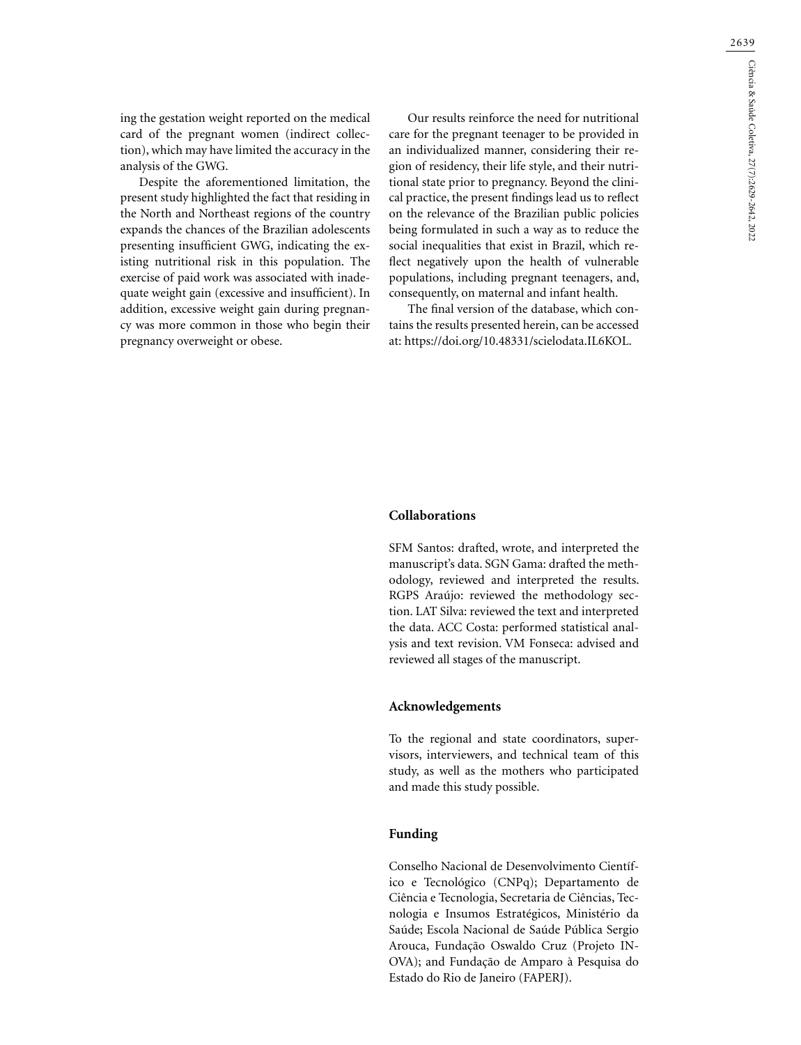ing the gestation weight reported on the medical card of the pregnant women (indirect collection), which may have limited the accuracy in the analysis of the GWG.

Despite the aforementioned limitation, the present study highlighted the fact that residing in the North and Northeast regions of the country expands the chances of the Brazilian adolescents presenting insufficient GWG, indicating the existing nutritional risk in this population. The exercise of paid work was associated with inadequate weight gain (excessive and insufficient). In addition, excessive weight gain during pregnancy was more common in those who begin their pregnancy overweight or obese.

Our results reinforce the need for nutritional care for the pregnant teenager to be provided in an individualized manner, considering their region of residency, their life style, and their nutritional state prior to pregnancy. Beyond the clinical practice, the present findings lead us to reflect on the relevance of the Brazilian public policies being formulated in such a way as to reduce the social inequalities that exist in Brazil, which reflect negatively upon the health of vulnerable populations, including pregnant teenagers, and, consequently, on maternal and infant health.

The final version of the database, which contains the results presented herein, can be accessed at: https://doi.org/10.48331/scielodata.IL6KOL.

## Collaborations

SFM Santos: drafted, wrote, and interpreted the manuscript's data. SGN Gama: drafted the methodology, reviewed and interpreted the results. RGPS Araújo: reviewed the methodology section. LAT Silva: reviewed the text and interpreted the data. ACC Costa: performed statistical analysis and text revision. VM Fonseca: advised and reviewed all stages of the manuscript.

## Acknowledgements

To the regional and state coordinators, supervisors, interviewers, and technical team of this study, as well as the mothers who participated and made this study possible.

## Funding

Conselho Nacional de Desenvolvimento Científico e Tecnológico (CNPq); Departamento de Ciência e Tecnologia, Secretaria de Ciências, Tecnologia e Insumos Estratégicos, Ministério da Saúde; Escola Nacional de Saúde Pública Sergio Arouca, Fundação Oswaldo Cruz (Projeto INOVA); and Fundação de Amparo à Pesquisa do Estado do Rio de Janeiro (FAPERJ).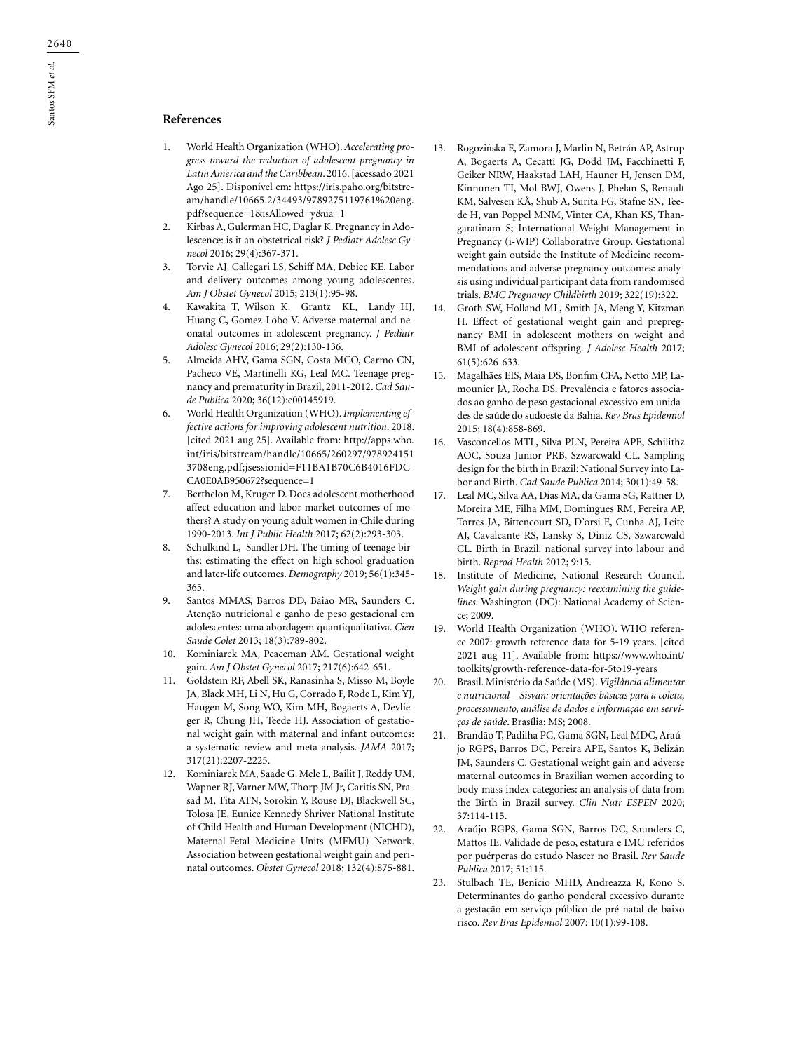## References

1. World Health Organization (WHO). *Accelerating progress toward the reduction of adolescent pregnancy in Latin America and the Caribbean*. 2016. [acessado 2021 Ago 25]. Disponível em: https://iris.paho.org/bitstream/handle/10665.2/34493/9789275119761%20eng.pdf?sequence=1&isAllowed=y&ua=1
2. Kirbas A, Gulerman HC, Daglar K. Pregnancy in Adolescence: is it an obstetrical risk? *J Pediatr Adolesc Gynecol* 2016; 29(4):367-371.
3. Torvie AJ, Callegari LS, Schiff MA, Debiec KE. Labor and delivery outcomes among young adolescentes. *Am J Obstet Gynecol* 2015; 213(1):95-98.
4. Kawakita T, Wilson K, Grantz KL, Landy HJ, Huang C, Gomez-Lobo V. Adverse maternal and neonatal outcomes in adolescent pregnancy. *J Pediatr Adolesc Gynecol* 2016; 29(2):130-136.
5. Almeida AHV, Gama SGN, Costa MCO, Carmo CN, Pacheco VE, Martinelli KG, Leal MC. Teenage pregnancy and prematurity in Brazil, 2011-2012. *Cad Saude Publica* 2020; 36(12):e00145919.
6. World Health Organization (WHO). *Implementing effective actions for improving adolescent nutrition*. 2018. [cited 2021 aug 25]. Available from: http://apps.who.int/iris/bitstream/handle/10665/260297/9789241513708eng.pdf;jsessionid=F11BA1B70C6B4016FDCCA0E0AB950672?sequence=1
7. Berthelon M, Kruger D. Does adolescent motherhood affect education and labor market outcomes of mothers? A study on young adult women in Chile during 1990-2013. *Int J Public Health* 2017; 62(2):293-303.
8. Schulkind L, Sandler DH. The timing of teenage births: estimating the effect on high school graduation and later-life outcomes. *Demography* 2019; 56(1):345-365.
9. Santos MMAS, Barros DD, Baião MR, Saunders C. Atenção nutricional e ganho de peso gestacional em adolescentes: uma abordagem quantiqualitativa. *Cien Saude Colet* 2013; 18(3):789-802.
10. Kominiarek MA, Peaceman AM. Gestational weight gain. *Am J Obstet Gynecol* 2017; 217(6):642-651.
11. Goldstein RF, Abell SK, Ranasinha S, Misso M, Boyle JA, Black MH, Li N, Hu G, Corrado F, Rode L, Kim YJ, Haugen M, Song WO, Kim MH, Bogaerts A, Devlieger R, Chung JH, Teede HJ. Association of gestational weight gain with maternal and infant outcomes: a systematic review and meta-analysis. *JAMA* 2017; 317(21):2207-2225.
12. Kominiarek MA, Saade G, Mele L, Bailit J, Reddy UM, Wapner RJ, Varner MW, Thorp JM Jr, Caritis SN, Prasad M, Tita ATN, Sorokin Y, Rouse DJ, Blackwell SC, Tolosa JE, Eunice Kennedy Shriver National Institute of Child Health and Human Development (NICHD), Maternal-Fetal Medicine Units (MFMU) Network. Association between gestational weight gain and perinatal outcomes. *Obstet Gynecol* 2018; 132(4):875-881.
13. Rogozińska E, Zamora J, Marlin N, Betrán AP, Astrup A, Bogaerts A, Cecatti JG, Dodd JM, Facchinetti F, Geiker NRW, Haakstad LAH, Hauner H, Jensen DM, Kinnunen TI, Mol BWJ, Owens J, Phelan S, Renault KM, Salvesen KÅ, Shub A, Surita FG, Stafne SN, Teede H, van Poppel MNM, Vinter CA, Khan KS, Thangaratinam S; International Weight Management in Pregnancy (i-WIP) Collaborative Group. Gestational weight gain outside the Institute of Medicine recommendations and adverse pregnancy outcomes: analysis using individual participant data from randomised trials. *BMC Pregnancy Childbirth* 2019; 322(19):322.
14. Groth SW, Holland ML, Smith JA, Meng Y, Kitzman H. Effect of gestational weight gain and prepregnancy BMI in adolescent mothers on weight and BMI of adolescent offspring. *J Adolesc Health* 2017; 61(5):626-633.
15. Magalhães EIS, Maia DS, Bonfim CFA, Netto MP, Lamounier JA, Rocha DS. Prevalência e fatores associados ao ganho de peso gestacional excessivo em unidades de saúde do sudoeste da Bahia. *Rev Bras Epidemiol* 2015; 18(4):858-869.
16. Vasconcellos MTL, Silva PLN, Pereira APE, Schilithz AOC, Souza Junior PRB, Szwarcwald CL. Sampling design for the birth in Brazil: National Survey into Labor and Birth. *Cad Saude Publica* 2014; 30(1):49-58.
17. Leal MC, Silva AA, Dias MA, da Gama SG, Rattner D, Moreira ME, Filha MM, Domingues RM, Pereira AP, Torres JA, Bittencourt SD, D'orsi E, Cunha AJ, Leite AJ, Cavalcante RS, Lansky S, Diniz CS, Szwarcwald CL. Birth in Brazil: national survey into labour and birth. *Reprod Health* 2012; 9:15.
18. Institute of Medicine, National Research Council. *Weight gain during pregnancy: reexamining the guidelines*. Washington (DC): National Academy of Science; 2009.
19. World Health Organization (WHO). WHO reference 2007: growth reference data for 5-19 years. [cited 2021 aug 11]. Available from: https://www.who.int/toolkits/growth-reference-data-for-5to19-years
20. Brasil. Ministério da Saúde (MS). *Vigilância alimentar e nutricional – Sisvan: orientações básicas para a coleta, processamento, análise de dados e informação em serviços de saúde*. Brasília: MS; 2008.
21. Brandão T, Padilha PC, Gama SGN, Leal MDC, Araújo RGPS, Barros DC, Pereira APE, Santos K, Belizán JM, Saunders C. Gestational weight gain and adverse maternal outcomes in Brazilian women according to body mass index categories: an analysis of data from the Birth in Brazil survey. *Clin Nutr ESPEN* 2020; 37:114-115.
22. Araújo RGPS, Gama SGN, Barros DC, Saunders C, Mattos IE. Validade de peso, estatura e IMC referidos por puérperas do estudo Nascer no Brasil. *Rev Saude Publica* 2017; 51:115.
23. Stulbach TE, Benício MHD, Andreazza R, Kono S. Determinantes do ganho ponderal excessivo durante a gestação em serviço público de pré-natal de baixo risco. *Rev Bras Epidemiol* 2007: 10(1):99-108.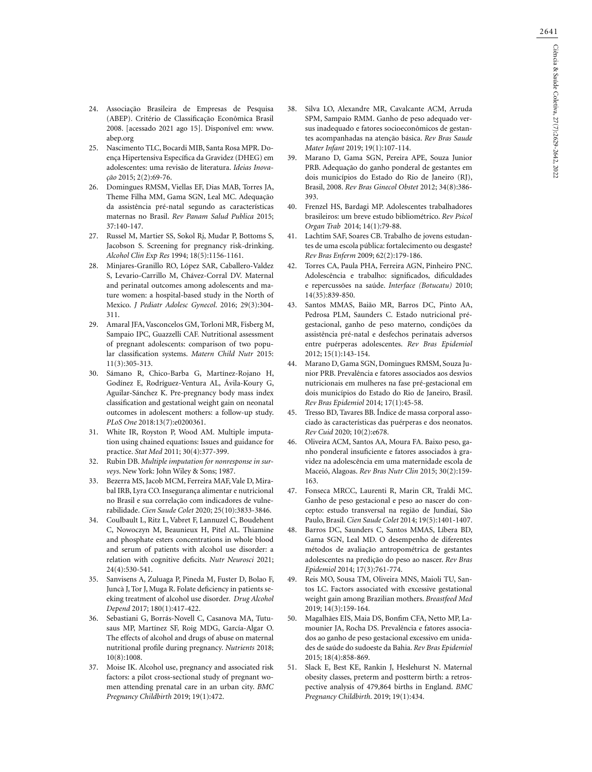24. Associação Brasileira de Empresas de Pesquisa (ABEP). Critério de Classificação Econômica Brasil 2008. [acessado 2021 ago 15]. Disponível em: www.abep.org
25. Nascimento TLC, Bocardi MIB, Santa Rosa MPR. Doença Hipertensiva Específica da Gravidez (DHEG) em adolescentes: uma revisão de literatura. *Ideias Inovação* 2015; 2(2):69-76.
26. Domingues RMSM, Viellas EF, Dias MAB, Torres JA, Theme Filha MM, Gama SGN, Leal MC. Adequação da assistência pré-natal segundo as características maternas no Brasil. *Rev Panam Salud Publica* 2015; 37:140-147.
27. Russel M, Martier SS, Sokol Rj, Mudar P, Bottoms S, Jacobson S. Screening for pregnancy risk-drinking. *Alcohol Clin Exp Res* 1994; 18(5):1156-1161.
28. Minjares-Granillo RO, López SAR, Caballero-Valdez S, Levario-Carrillo M, Chávez-Corral DV. Maternal and perinatal outcomes among adolescents and mature women: a hospital-based study in the North of Mexico. *J Pediatr Adolesc Gynecol*. 2016; 29(3):304-311.
29. Amaral JFA, Vasconcelos GM, Torloni MR, Fisberg M, Sampaio IPC, Guazzelli CAF. Nutritional assessment of pregnant adolescents: comparison of two popular classification systems. *Matern Child Nutr* 2015: 11(3):305-313.
30. Sámano R, Chico-Barba G, Martínez-Rojano H, Godínez E, Rodríguez-Ventura AL, Ávila-Koury G, Aguilar-Sánchez K. Pre-pregnancy body mass index classification and gestational weight gain on neonatal outcomes in adolescent mothers: a follow-up study. *PLoS One* 2018:13(7):e0200361.
31. White IR, Royston P, Wood AM. Multiple imputation using chained equations: Issues and guidance for practice. *Stat Med* 2011; 30(4):377-399.
32. Rubin DB. *Multiple imputation for nonresponse in surveys*. New York: John Wiley & Sons; 1987.
33. Bezerra MS, Jacob MCM, Ferreira MAF, Vale D, Mirabal IRB, Lyra CO. Insegurança alimentar e nutricional no Brasil e sua correlação com indicadores de vulnerabilidade. *Cien Saude Colet* 2020; 25(10):3833-3846.
34. Coulbault L, Ritz L, Vabret F, Lannuzel C, Boudehent C, Nowoczyn M, Beaunieux H, Pitel AL. Thiamine and phosphate esters concentrations in whole blood and serum of patients with alcohol use disorder: a relation with cognitive deficits. *Nutr Neurosci* 2021; 24(4):530-541.
35. Sanvisens A, Zuluaga P, Pineda M, Fuster D, Bolao F, Juncà J, Tor J, Muga R. Folate deficiency in patients seeking treatment of alcohol use disorder. *Drug Alcohol Depend* 2017; 180(1):417-422.
36. Sebastiani G, Borrás-Novell C, Casanova MA, Tutusaus MP, Martínez SF, Roig MDG, García-Algar O. The effects of alcohol and drugs of abuse on maternal nutritional profile during pregnancy. *Nutrients* 2018; 10(8):1008.
37. Moise IK. Alcohol use, pregnancy and associated risk factors: a pilot cross-sectional study of pregnant women attending prenatal care in an urban city. *BMC Pregnancy Childbirth* 2019; 19(1):472.
38. Silva LO, Alexandre MR, Cavalcante ACM, Arruda SPM, Sampaio RMM. Ganho de peso adequado versus inadequado e fatores socioeconômicos de gestantes acompanhadas na atenção básica. *Rev Bras Saude Mater Infant* 2019; 19(1):107-114.
39. Marano D, Gama SGN, Pereira APE, Souza Junior PRB. Adequação do ganho ponderal de gestantes em dois municípios do Estado do Rio de Janeiro (RJ), Brasil, 2008. *Rev Bras Ginecol Obstet* 2012; 34(8):386-393.
40. Frenzel HS, Bardagi MP. Adolescentes trabalhadores brasileiros: um breve estudo bibliométrico. *Rev Psicol Organ Trab* 2014; 14(1):79-88.
41. Lachtim SAF, Soares CB. Trabalho de jovens estudantes de uma escola pública: fortalecimento ou desgaste? *Rev Bras Enferm* 2009; 62(2):179-186.
42. Torres CA, Paula PHA, Ferreira AGN, Pinheiro PNC. Adolescência e trabalho: significados, dificuldades e repercussões na saúde. *Interface (Botucatu)* 2010; 14(35):839-850.
43. Santos MMAS, Baião MR, Barros DC, Pinto AA, Pedrosa PLM, Saunders C. Estado nutricional pré-gestacional, ganho de peso materno, condições da assistência pré-natal e desfechos perinatais adversos entre puérperas adolescentes. *Rev Bras Epidemiol* 2012; 15(1):143-154.
44. Marano D, Gama SGN, Domingues RMSM, Souza Junior PRB. Prevalência e fatores associados aos desvios nutricionais em mulheres na fase pré-gestacional em dois municípios do Estado do Rio de Janeiro, Brasil. *Rev Bras Epidemiol* 2014; 17(1):45-58.
45. Tresso BD, Tavares BB. Índice de massa corporal associado às características das puérperas e dos neonatos. *Rev Cuid* 2020; 10(2):e678.
46. Oliveira ACM, Santos AA, Moura FA. Baixo peso, ganho ponderal insuficiente e fatores associados à gravidez na adolescência em uma maternidade escola de Maceió, Alagoas. *Rev Bras Nutr Clin* 2015; 30(2):159-163.
47. Fonseca MRCC, Laurenti R, Marin CR, Traldi MC. Ganho de peso gestacional e peso ao nascer do concepto: estudo transversal na região de Jundiaí, São Paulo, Brasil. *Cien Saude Colet* 2014; 19(5):1401-1407.
48. Barros DC, Saunders C, Santos MMAS, Líbera BD, Gama SGN, Leal MD. O desempenho de diferentes métodos de avaliação antropométrica de gestantes adolescentes na predição do peso ao nascer. *Rev Bras Epidemiol* 2014; 17(3):761-774.
49. Reis MO, Sousa TM, Oliveira MNS, Maioli TU, Santos LC. Factors associated with excessive gestational weight gain among Brazilian mothers. *Breastfeed Med* 2019; 14(3):159-164.
50. Magalhães EIS, Maia DS, Bonfim CFA, Netto MP, Lamounier JA, Rocha DS. Prevalência e fatores associados ao ganho de peso gestacional excessivo em unidades de saúde do sudoeste da Bahia. *Rev Bras Epidemiol* 2015; 18(4):858-869.
51. Slack E, Best KE, Rankin J, Heslehurst N. Maternal obesity classes, preterm and postterm birth: a retrospective analysis of 479,864 births in England. *BMC Pregnancy Childbirth*. 2019; 19(1):434.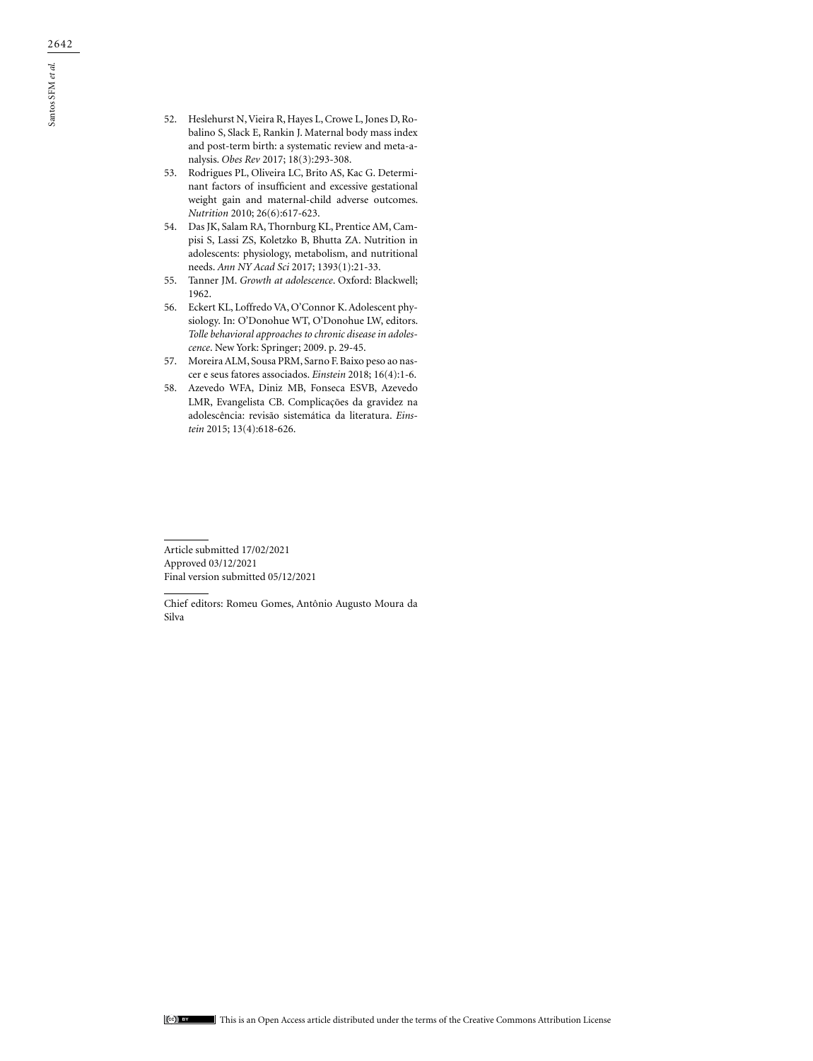52. Heslehurst N, Vieira R, Hayes L, Crowe L, Jones D, Robalino S, Slack E, Rankin J. Maternal body mass index and post-term birth: a systematic review and meta-analysis. *Obes Rev* 2017; 18(3):293-308.
53. Rodrigues PL, Oliveira LC, Brito AS, Kac G. Determinant factors of insufficient and excessive gestational weight gain and maternal-child adverse outcomes. *Nutrition* 2010; 26(6):617-623.
54. Das JK, Salam RA, Thornburg KL, Prentice AM, Campisi S, Lassi ZS, Koletzko B, Bhutta ZA. Nutrition in adolescents: physiology, metabolism, and nutritional needs. *Ann NY Acad Sci* 2017; 1393(1):21-33.
55. Tanner JM. *Growth at adolescence*. Oxford: Blackwell; 1962.
56. Eckert KL, Loffredo VA, O'Connor K. Adolescent physiology. In: O'Donohue WT, O'Donohue LW, editors. *Tolle behavioral approaches to chronic disease in adolescence*. New York: Springer; 2009. p. 29-45.
57. Moreira ALM, Sousa PRM, Sarno F. Baixo peso ao nascer e seus fatores associados. *Einstein* 2018; 16(4):1-6.
58. Azevedo WFA, Diniz MB, Fonseca ESVB, Azevedo LMR, Evangelista CB. Complicações da gravidez na adolescência: revisão sistemática da literatura. *Einstein* 2015; 13(4):618-626.

Article submitted 17/02/2021
Approved 03/12/2021
Final version submitted 05/12/2021

Chief editors: Romeu Gomes, Antônio Augusto Moura da Silva

This is an Open Access article distributed under the terms of the Creative Commons Attribution License